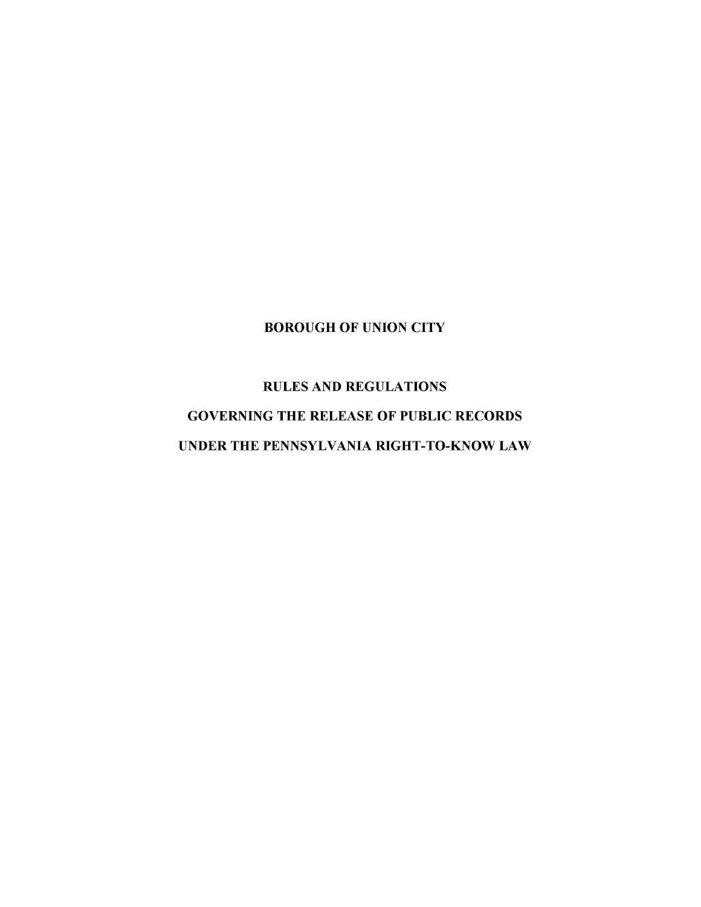# BOROUGH OF UNION CITY

## RULES AND REGULATIONS

## GOVERNING THE RELEASE OF PUBLIC RECORDS

## UNDER THE PENNSYLVANIA RIGHT-TO-KNOW LAW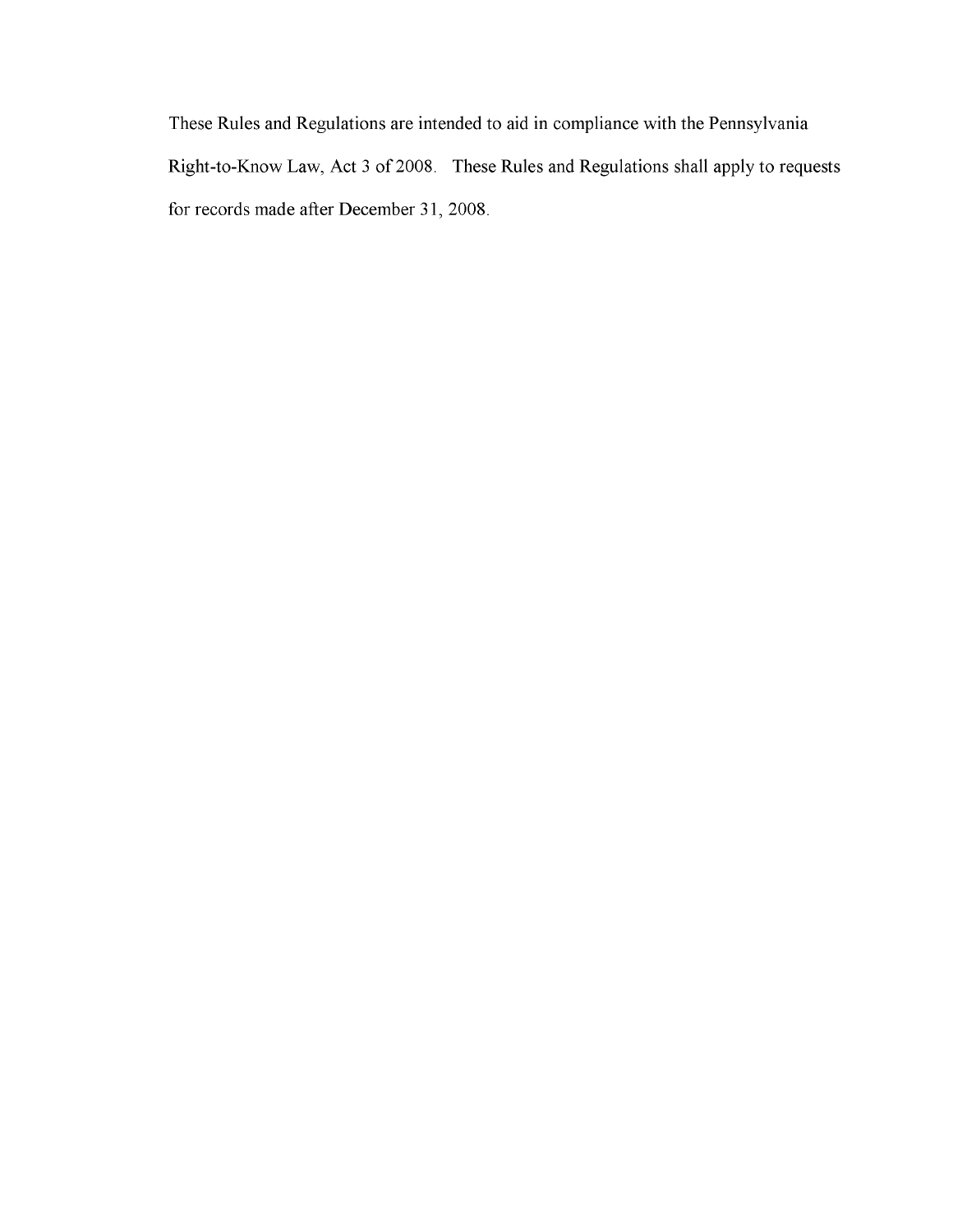These Rules and Regulations are intended to aid in compliance with the Pennsylvania Right-to-Know Law, Act 3 of 2008. These Rules and Regulations shall apply to requests for records made after December 31, 2008.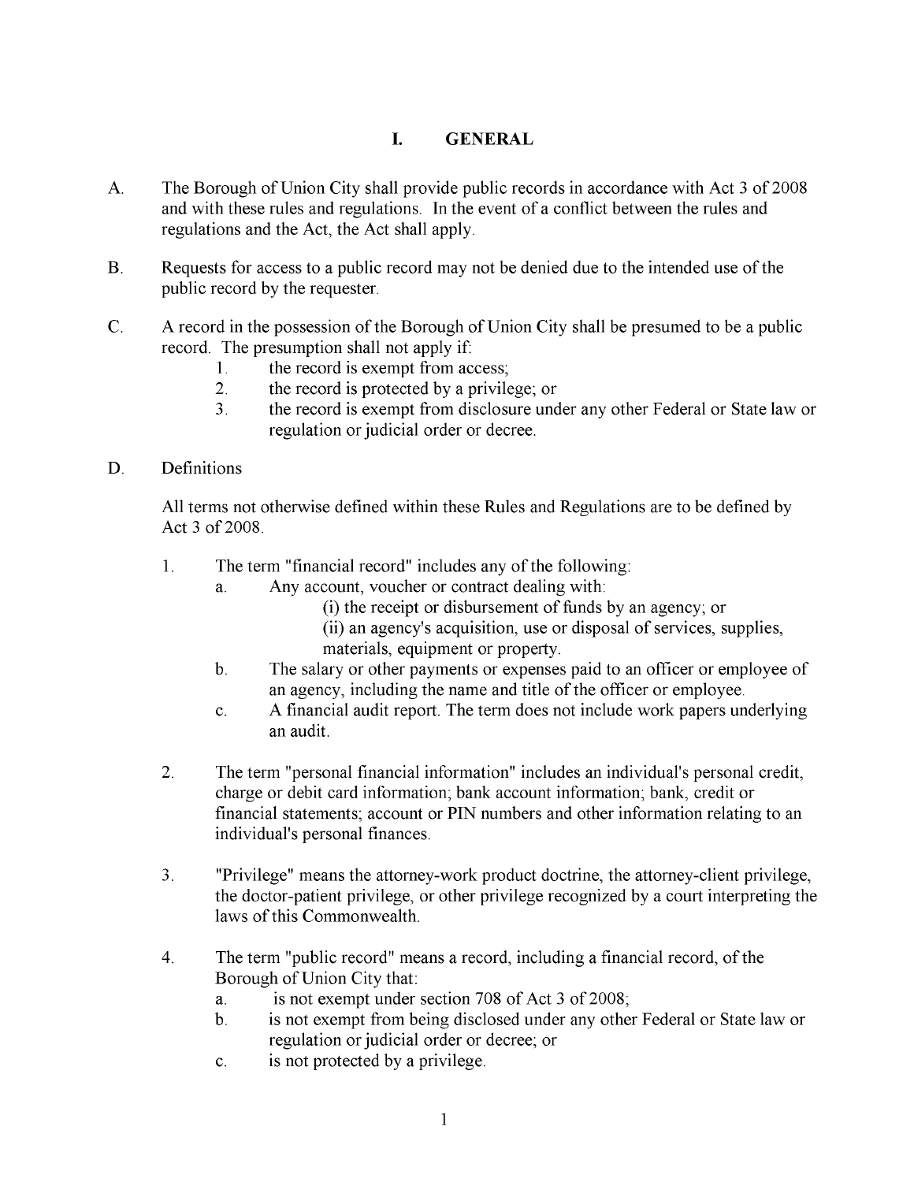# I. GENERAL

A. The Borough of Union City shall provide public records in accordance with Act 3 of 2008 and with these rules and regulations. In the event of a conflict between the rules and regulations and the Act, the Act shall apply.

B. Requests for access to a public record may not be denied due to the intended use of the public record by the requester.

C. A record in the possession of the Borough of Union City shall be presumed to be a public record. The presumption shall not apply if:
   1. the record is exempt from access;
   2. the record is protected by a privilege; or
   3. the record is exempt from disclosure under any other Federal or State law or regulation or judicial order or decree.

D. Definitions

   All terms not otherwise defined within these Rules and Regulations are to be defined by Act 3 of 2008.

   1. The term "financial record" includes any of the following:
      a. Any account, voucher or contract dealing with:
         (i) the receipt or disbursement of funds by an agency; or
         (ii) an agency's acquisition, use or disposal of services, supplies, materials, equipment or property.
      b. The salary or other payments or expenses paid to an officer or employee of an agency, including the name and title of the officer or employee.
      c. A financial audit report. The term does not include work papers underlying an audit.

   2. The term "personal financial information" includes an individual's personal credit, charge or debit card information; bank account information; bank, credit or financial statements; account or PIN numbers and other information relating to an individual's personal finances.

   3. "Privilege" means the attorney-work product doctrine, the attorney-client privilege, the doctor-patient privilege, or other privilege recognized by a court interpreting the laws of this Commonwealth.

   4. The term "public record" means a record, including a financial record, of the Borough of Union City that:
      a. is not exempt under section 708 of Act 3 of 2008;
      b. is not exempt from being disclosed under any other Federal or State law or regulation or judicial order or decree; or
      c. is not protected by a privilege.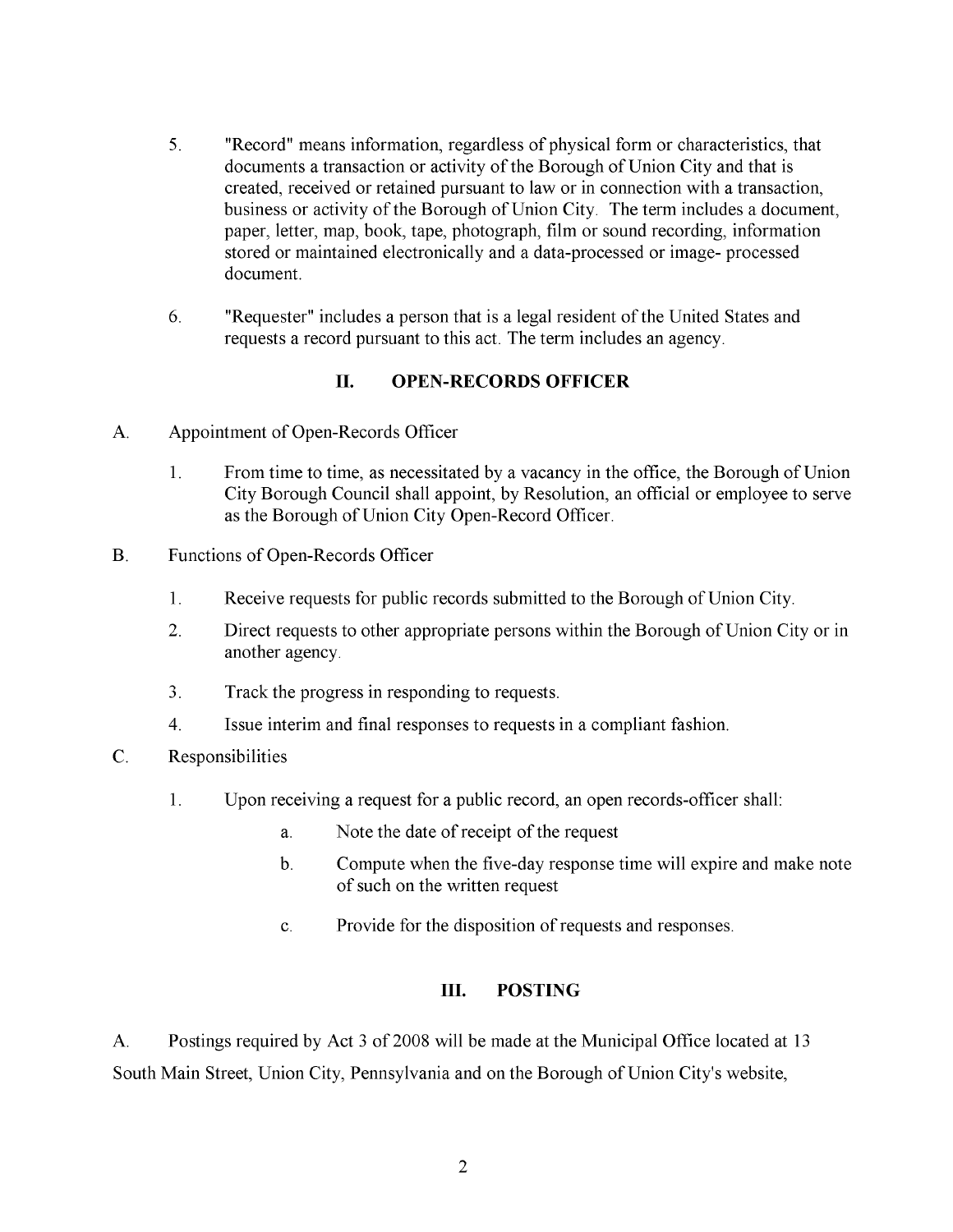5. "Record" means information, regardless of physical form or characteristics, that documents a transaction or activity of the Borough of Union City and that is created, received or retained pursuant to law or in connection with a transaction, business or activity of the Borough of Union City. The term includes a document, paper, letter, map, book, tape, photograph, film or sound recording, information stored or maintained electronically and a data-processed or image- processed document.

6. "Requester" includes a person that is a legal resident of the United States and requests a record pursuant to this act. The term includes an agency.

## II. OPEN-RECORDS OFFICER

A. Appointment of Open-Records Officer

1. From time to time, as necessitated by a vacancy in the office, the Borough of Union City Borough Council shall appoint, by Resolution, an official or employee to serve as the Borough of Union City Open-Record Officer.

B. Functions of Open-Records Officer

1. Receive requests for public records submitted to the Borough of Union City.
2. Direct requests to other appropriate persons within the Borough of Union City or in another agency.
3. Track the progress in responding to requests.
4. Issue interim and final responses to requests in a compliant fashion.

C. Responsibilities

1. Upon receiving a request for a public record, an open records-officer shall:
   a. Note the date of receipt of the request
   b. Compute when the five-day response time will expire and make note of such on the written request
   c. Provide for the disposition of requests and responses.

## III. POSTING

A. Postings required by Act 3 of 2008 will be made at the Municipal Office located at 13 South Main Street, Union City, Pennsylvania and on the Borough of Union City's website,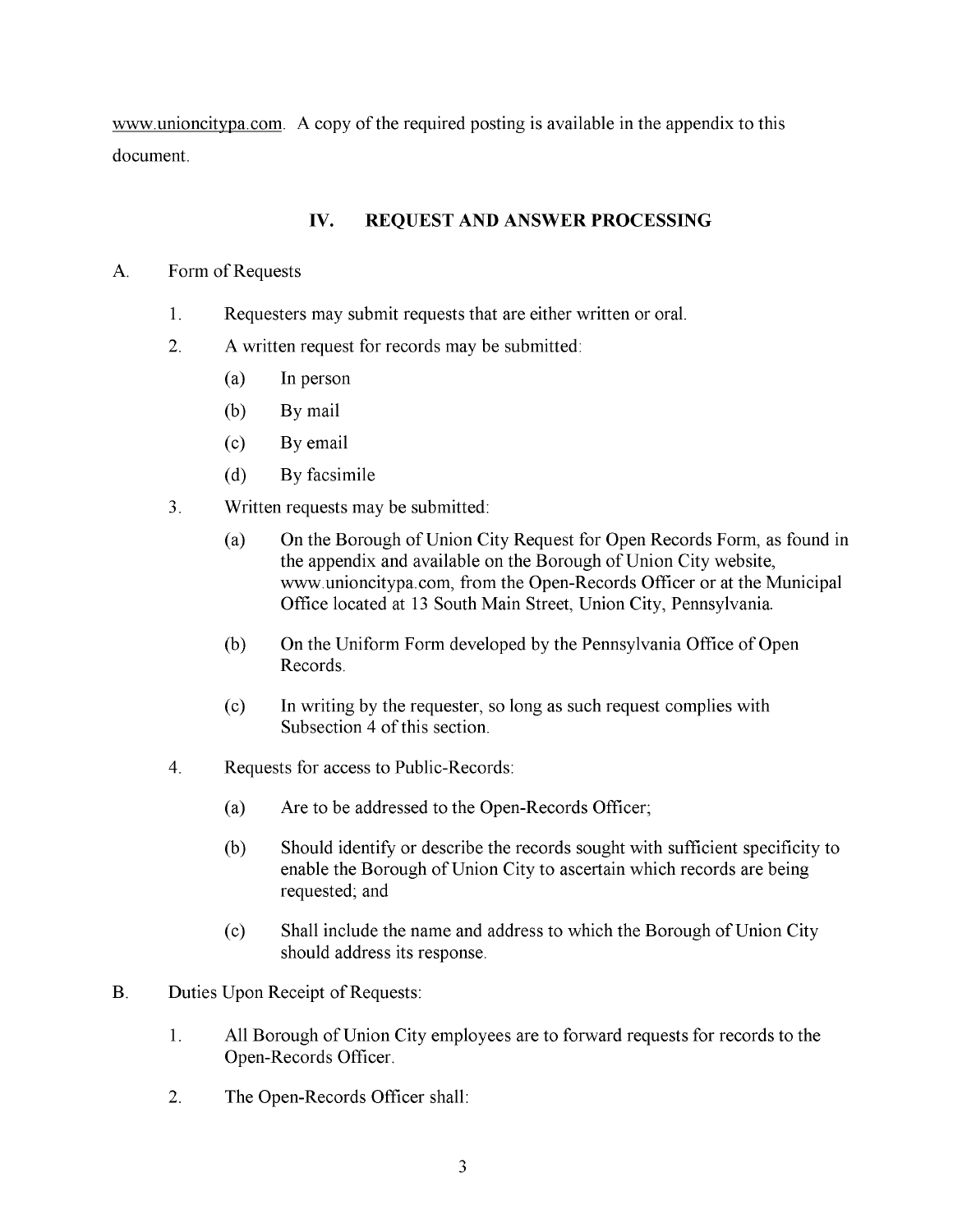www.unioncitypa.com. A copy of the required posting is available in the appendix to this document.

## IV. REQUEST AND ANSWER PROCESSING

A. Form of Requests

1. Requesters may submit requests that are either written or oral.
2. A written request for records may be submitted:
   (a) In person
   (b) By mail
   (c) By email
   (d) By facsimile
3. Written requests may be submitted:
   (a) On the Borough of Union City Request for Open Records Form, as found in the appendix and available on the Borough of Union City website, www.unioncitypa.com, from the Open-Records Officer or at the Municipal Office located at 13 South Main Street, Union City, Pennsylvania.
   (b) On the Uniform Form developed by the Pennsylvania Office of Open Records.
   (c) In writing by the requester, so long as such request complies with Subsection 4 of this section.
4. Requests for access to Public-Records:
   (a) Are to be addressed to the Open-Records Officer;
   (b) Should identify or describe the records sought with sufficient specificity to enable the Borough of Union City to ascertain which records are being requested; and
   (c) Shall include the name and address to which the Borough of Union City should address its response.

B. Duties Upon Receipt of Requests:

1. All Borough of Union City employees are to forward requests for records to the Open-Records Officer.
2. The Open-Records Officer shall: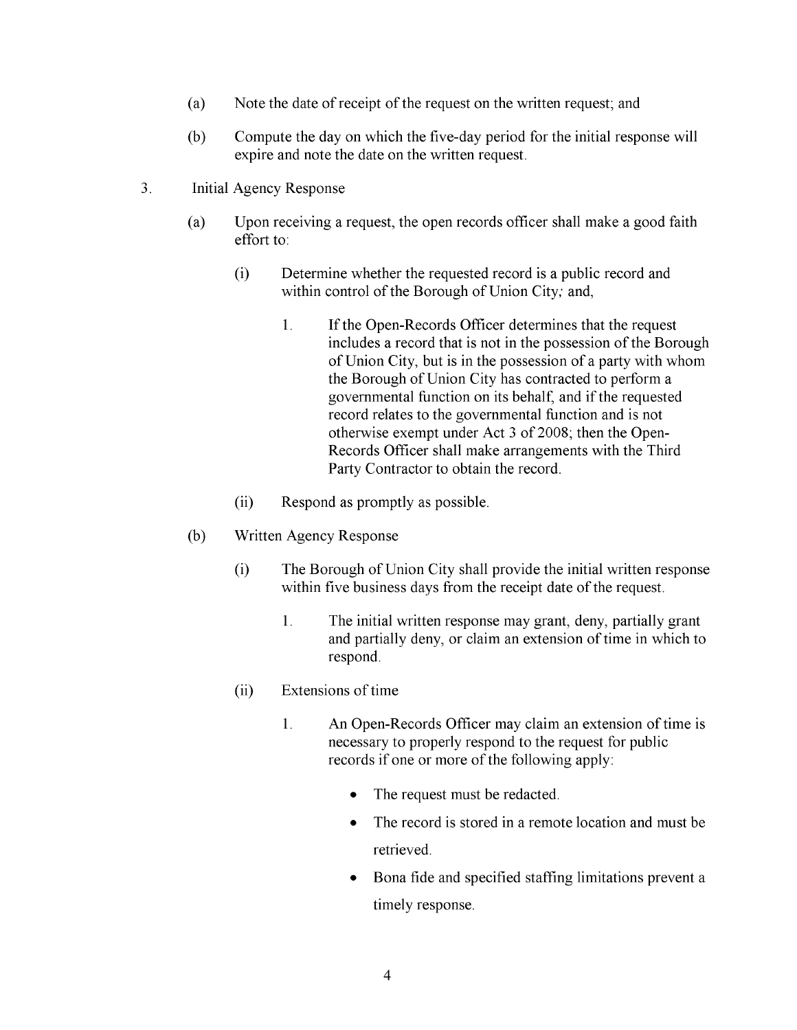(a) Note the date of receipt of the request on the written request; and

(b) Compute the day on which the five-day period for the initial response will expire and note the date on the written request.

3. Initial Agency Response

   (a) Upon receiving a request, the open records officer shall make a good faith effort to:

      (i) Determine whether the requested record is a public record and within control of the Borough of Union City; and,

         1. If the Open-Records Officer determines that the request includes a record that is not in the possession of the Borough of Union City, but is in the possession of a party with whom the Borough of Union City has contracted to perform a governmental function on its behalf, and if the requested record relates to the governmental function and is not otherwise exempt under Act 3 of 2008; then the Open-Records Officer shall make arrangements with the Third Party Contractor to obtain the record.

      (ii) Respond as promptly as possible.

   (b) Written Agency Response

      (i) The Borough of Union City shall provide the initial written response within five business days from the receipt date of the request.

         1. The initial written response may grant, deny, partially grant and partially deny, or claim an extension of time in which to respond.

      (ii) Extensions of time

         1. An Open-Records Officer may claim an extension of time is necessary to properly respond to the request for public records if one or more of the following apply:

            - The request must be redacted.
            - The record is stored in a remote location and must be retrieved.
            - Bona fide and specified staffing limitations prevent a timely response.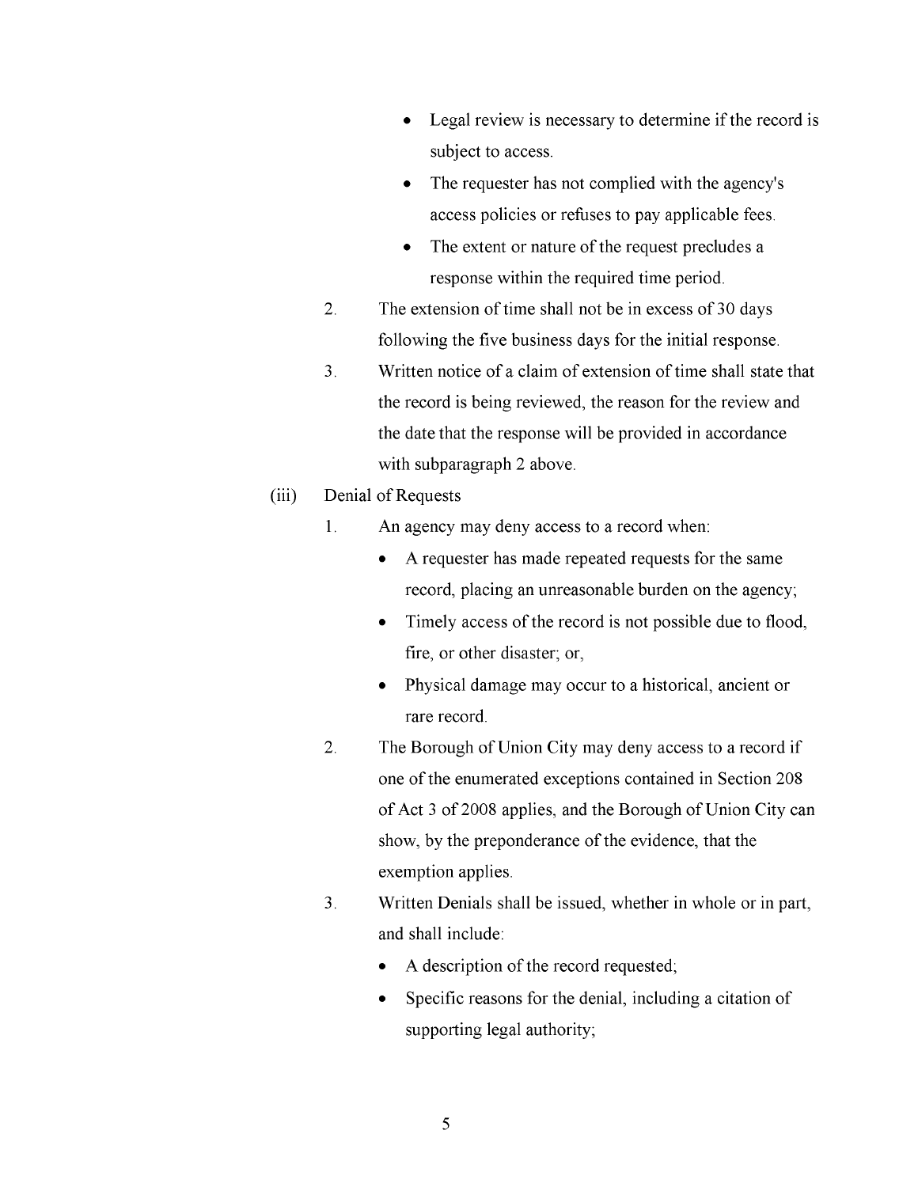- Legal review is necessary to determine if the record is subject to access.
- The requester has not complied with the agency's access policies or refuses to pay applicable fees.
- The extent or nature of the request precludes a response within the required time period.

2. The extension of time shall not be in excess of 30 days following the five business days for the initial response.
3. Written notice of a claim of extension of time shall state that the record is being reviewed, the reason for the review and the date that the response will be provided in accordance with subparagraph 2 above.

(iii) Denial of Requests

1. An agency may deny access to a record when:
   - A requester has made repeated requests for the same record, placing an unreasonable burden on the agency;
   - Timely access of the record is not possible due to flood, fire, or other disaster; or,
   - Physical damage may occur to a historical, ancient or rare record.
2. The Borough of Union City may deny access to a record if one of the enumerated exceptions contained in Section 208 of Act 3 of 2008 applies, and the Borough of Union City can show, by the preponderance of the evidence, that the exemption applies.
3. Written Denials shall be issued, whether in whole or in part, and shall include:
   - A description of the record requested;
   - Specific reasons for the denial, including a citation of supporting legal authority;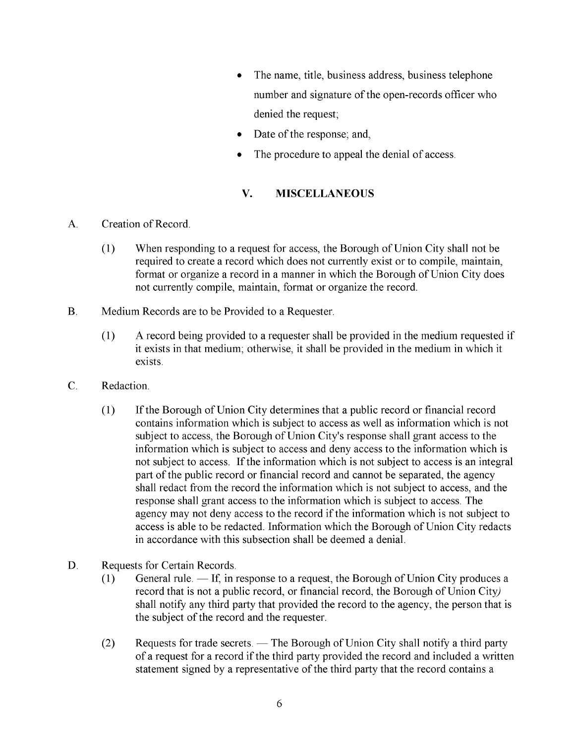- The name, title, business address, business telephone number and signature of the open-records officer who denied the request;
- Date of the response; and,
- The procedure to appeal the denial of access.

## V. MISCELLANEOUS

A. Creation of Record.

(1) When responding to a request for access, the Borough of Union City shall not be required to create a record which does not currently exist or to compile, maintain, format or organize a record in a manner in which the Borough of Union City does not currently compile, maintain, format or organize the record.

B. Medium Records are to be Provided to a Requester.

(1) A record being provided to a requester shall be provided in the medium requested if it exists in that medium; otherwise, it shall be provided in the medium in which it exists.

C. Redaction.

(1) If the Borough of Union City determines that a public record or financial record contains information which is subject to access as well as information which is not subject to access, the Borough of Union City's response shall grant access to the information which is subject to access and deny access to the information which is not subject to access. If the information which is not subject to access is an integral part of the public record or financial record and cannot be separated, the agency shall redact from the record the information which is not subject to access, and the response shall grant access to the information which is subject to access. The agency may not deny access to the record if the information which is not subject to access is able to be redacted. Information which the Borough of Union City redacts in accordance with this subsection shall be deemed a denial.

D. Requests for Certain Records.

(1) General rule. — If, in response to a request, the Borough of Union City produces a record that is not a public record, or financial record, the Borough of Union City) shall notify any third party that provided the record to the agency, the person that is the subject of the record and the requester.

(2) Requests for trade secrets. — The Borough of Union City shall notify a third party of a request for a record if the third party provided the record and included a written statement signed by a representative of the third party that the record contains a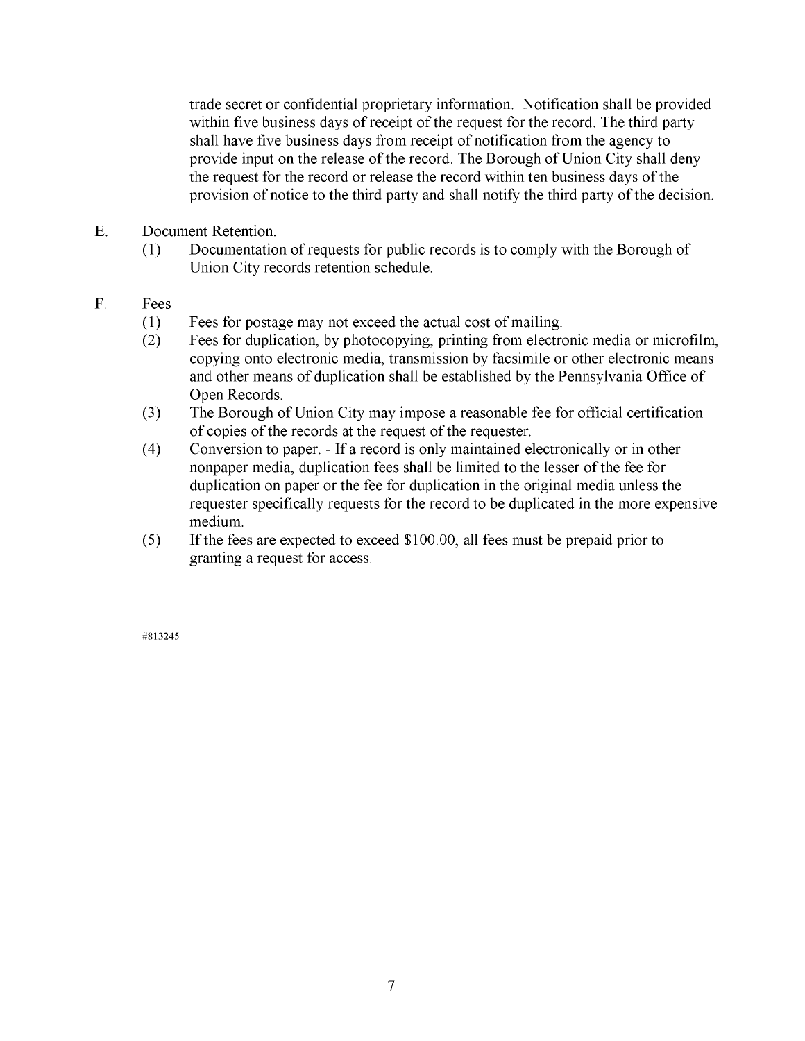trade secret or confidential proprietary information. Notification shall be provided within five business days of receipt of the request for the record. The third party shall have five business days from receipt of notification from the agency to provide input on the release of the record. The Borough of Union City shall deny the request for the record or release the record within ten business days of the provision of notice to the third party and shall notify the third party of the decision.

E. Document Retention.

(1) Documentation of requests for public records is to comply with the Borough of Union City records retention schedule.

F. Fees

(1) Fees for postage may not exceed the actual cost of mailing.

(2) Fees for duplication, by photocopying, printing from electronic media or microfilm, copying onto electronic media, transmission by facsimile or other electronic means and other means of duplication shall be established by the Pennsylvania Office of Open Records.

(3) The Borough of Union City may impose a reasonable fee for official certification of copies of the records at the request of the requester.

(4) Conversion to paper. - If a record is only maintained electronically or in other nonpaper media, duplication fees shall be limited to the lesser of the fee for duplication on paper or the fee for duplication in the original media unless the requester specifically requests for the record to be duplicated in the more expensive medium.

(5) If the fees are expected to exceed $100.00, all fees must be prepaid prior to granting a request for access.

#813245